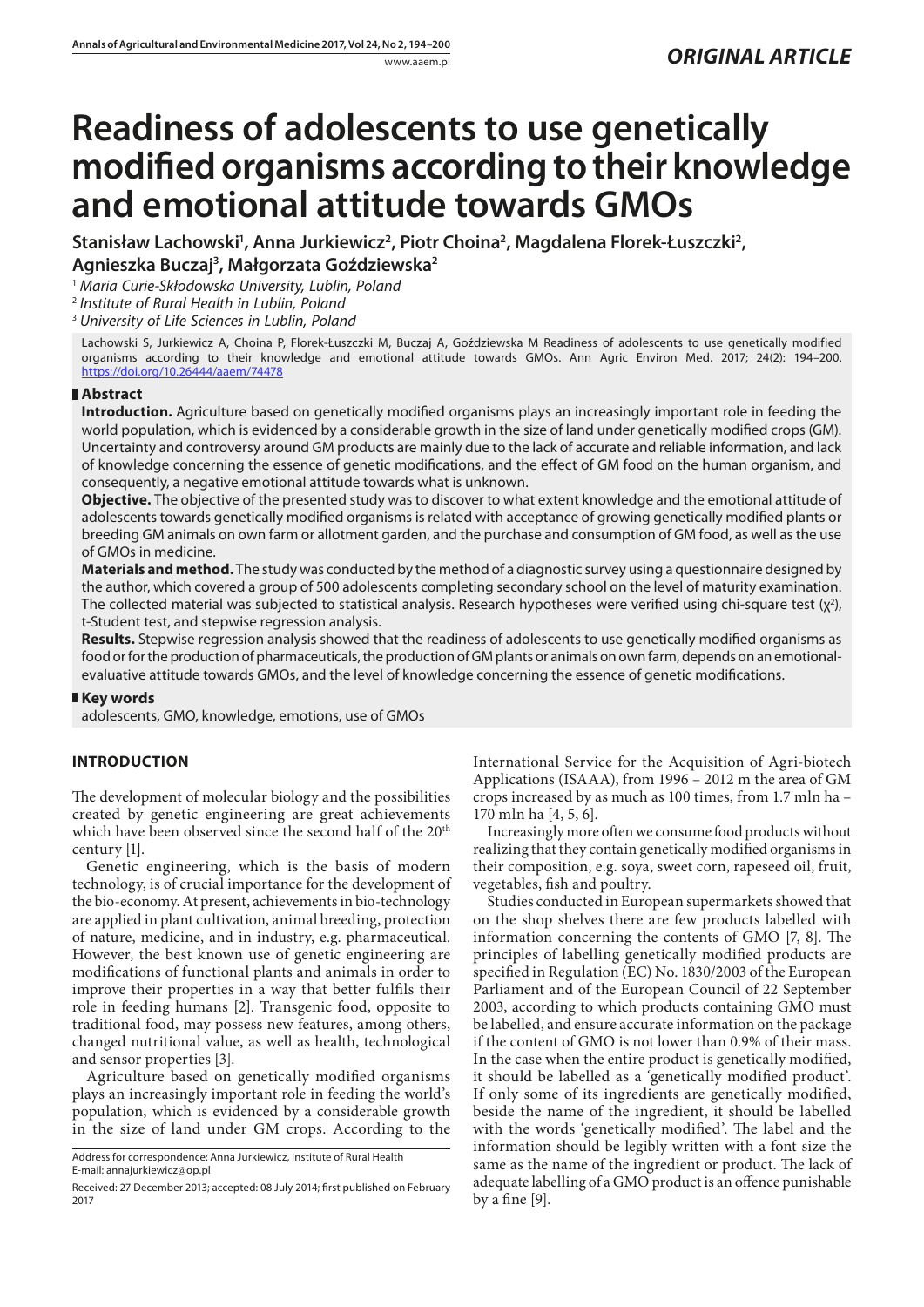*ORIGINAL ARTICLE*

# Readiness of adolescents to use genetically modified organisms according to their knowledge and emotional attitude towards GMOs

**Stanisław Lachowski[1], Anna Jurkiewicz[2], Piotr Choina[2], Magdalena Florek-Łuszczki[2], Agnieszka Buczaj[3], Małgorzata Goździewska[2]**

[1] *Maria Curie-Skłodowska University, Lublin, Poland*
[2] *Institute of Rural Health in Lublin, Poland*
[3] *University of Life Sciences in Lublin, Poland*

Lachowski S, Jurkiewicz A, Choina P, Florek-Łuszczki M, Buczaj A, Goździewska M Readiness of adolescents to use genetically modified organisms according to their knowledge and emotional attitude towards GMOs. Ann Agric Environ Med. 2017; 24(2): 194–200. https://doi.org/10.26444/aaem/74478

## Abstract

**Introduction.** Agriculture based on genetically modified organisms plays an increasingly important role in feeding the world population, which is evidenced by a considerable growth in the size of land under genetically modified crops (GM). Uncertainty and controversy around GM products are mainly due to the lack of accurate and reliable information, and lack of knowledge concerning the essence of genetic modifications, and the effect of GM food on the human organism, and consequently, a negative emotional attitude towards what is unknown.

**Objective.** The objective of the presented study was to discover to what extent knowledge and the emotional attitude of adolescents towards genetically modified organisms is related with acceptance of growing genetically modified plants or breeding GM animals on own farm or allotment garden, and the purchase and consumption of GM food, as well as the use of GMOs in medicine.

**Materials and method.** The study was conducted by the method of a diagnostic survey using a questionnaire designed by the author, which covered a group of 500 adolescents completing secondary school on the level of maturity examination. The collected material was subjected to statistical analysis. Research hypotheses were verified using chi-square test ($\chi^2$), t-Student test, and stepwise regression analysis.

**Results.** Stepwise regression analysis showed that the readiness of adolescents to use genetically modified organisms as food or for the production of pharmaceuticals, the production of GM plants or animals on own farm, depends on an emotional-evaluative attitude towards GMOs, and the level of knowledge concerning the essence of genetic modifications.

## Key words

adolescents, GMO, knowledge, emotions, use of GMOs

## INTRODUCTION

The development of molecular biology and the possibilities created by genetic engineering are great achievements which have been observed since the second half of the 20th century [1].

Genetic engineering, which is the basis of modern technology, is of crucial importance for the development of the bio-economy. At present, achievements in bio-technology are applied in plant cultivation, animal breeding, protection of nature, medicine, and in industry, e.g. pharmaceutical. However, the best known use of genetic engineering are modifications of functional plants and animals in order to improve their properties in a way that better fulfils their role in feeding humans [2]. Transgenic food, opposite to traditional food, may possess new features, among others, changed nutritional value, as well as health, technological and sensor properties [3].

Agriculture based on genetically modified organisms plays an increasingly important role in feeding the world's population, which is evidenced by a considerable growth in the size of land under GM crops. According to the International Service for the Acquisition of Agri-biotech Applications (ISAAA), from 1996 – 2012 m the area of GM crops increased by as much as 100 times, from 1.7 mln ha – 170 mln ha [4, 5, 6].

Increasingly more often we consume food products without realizing that they contain genetically modified organisms in their composition, e.g. soya, sweet corn, rapeseed oil, fruit, vegetables, fish and poultry.

Studies conducted in European supermarkets showed that on the shop shelves there are few products labelled with information concerning the contents of GMO [7, 8]. The principles of labelling genetically modified products are specified in Regulation (EC) No. 1830/2003 of the European Parliament and of the European Council of 22 September 2003, according to which products containing GMO must be labelled, and ensure accurate information on the package if the content of GMO is not lower than 0.9% of their mass. In the case when the entire product is genetically modified, it should be labelled as a 'genetically modified product'. If only some of its ingredients are genetically modified, beside the name of the ingredient, it should be labelled with the words 'genetically modified'. The label and the information should be legibly written with a font size the same as the name of the ingredient or product. The lack of adequate labelling of a GMO product is an offence punishable by a fine [9].

Address for correspondence: Anna Jurkiewicz, Institute of Rural Health
E-mail: annajurkiewicz@op.pl

Received: 27 December 2013; accepted: 08 July 2014; first published on February 2017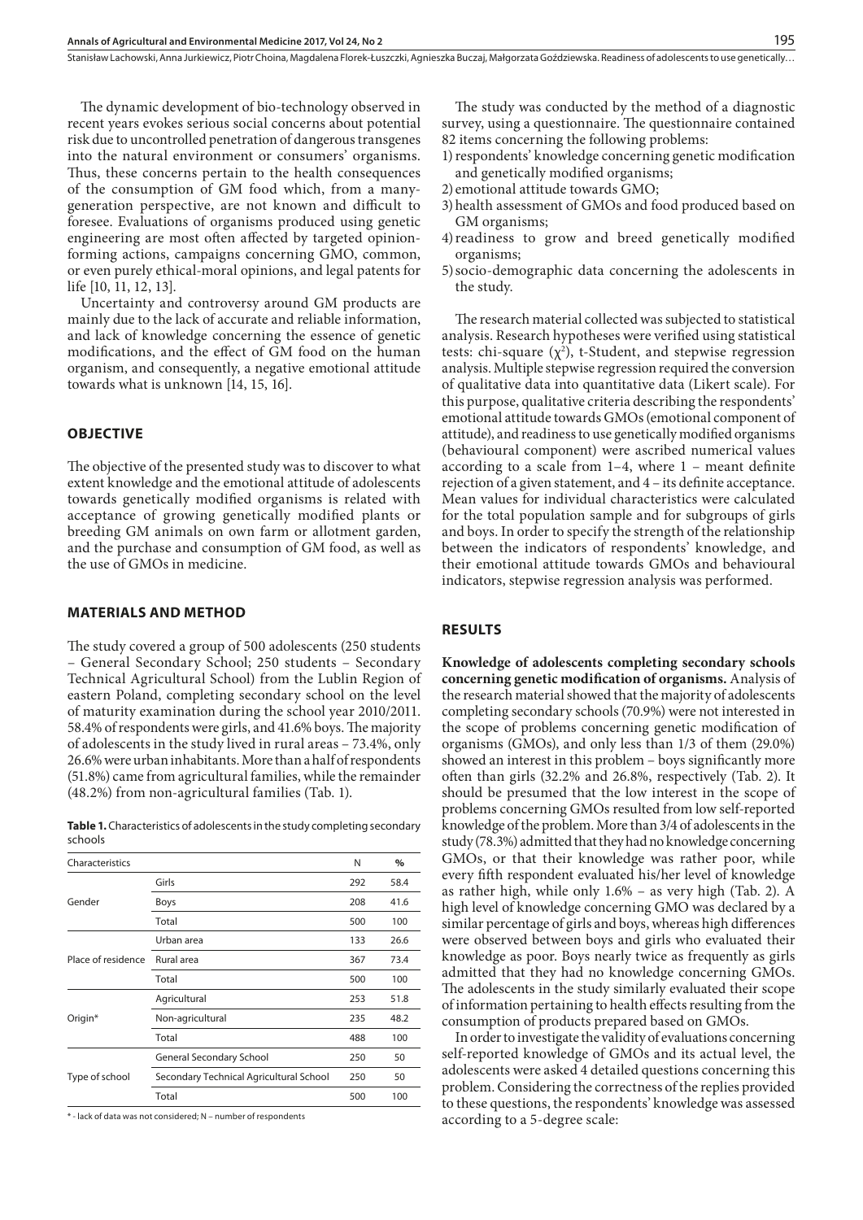The dynamic development of bio-technology observed in recent years evokes serious social concerns about potential risk due to uncontrolled penetration of dangerous transgenes into the natural environment or consumers' organisms. Thus, these concerns pertain to the health consequences of the consumption of GM food which, from a many-generation perspective, are not known and difficult to foresee. Evaluations of organisms produced using genetic engineering are most often affected by targeted opinion-forming actions, campaigns concerning GMO, common, or even purely ethical-moral opinions, and legal patents for life [10, 11, 12, 13].

Uncertainty and controversy around GM products are mainly due to the lack of accurate and reliable information, and lack of knowledge concerning the essence of genetic modifications, and the effect of GM food on the human organism, and consequently, a negative emotional attitude towards what is unknown [14, 15, 16].

## OBJECTIVE

The objective of the presented study was to discover to what extent knowledge and the emotional attitude of adolescents towards genetically modified organisms is related with acceptance of growing genetically modified plants or breeding GM animals on own farm or allotment garden, and the purchase and consumption of GM food, as well as the use of GMOs in medicine.

## MATERIALS AND METHOD

The study covered a group of 500 adolescents (250 students – General Secondary School; 250 students – Secondary Technical Agricultural School) from the Lublin Region of eastern Poland, completing secondary school on the level of maturity examination during the school year 2010/2011. 58.4% of respondents were girls, and 41.6% boys. The majority of adolescents in the study lived in rural areas – 73.4%, only 26.6% were urban inhabitants. More than a half of respondents (51.8%) came from agricultural families, while the remainder (48.2%) from non-agricultural families (Tab. 1).

**Table 1.** Characteristics of adolescents in the study completing secondary schools

| Characteristics | | N | % |
|---|---|---|---|
| Gender | Girls | 292 | 58.4 |
| | Boys | 208 | 41.6 |
| | Total | 500 | 100 |
| Place of residence | Urban area | 133 | 26.6 |
| | Rural area | 367 | 73.4 |
| | Total | 500 | 100 |
| Origin* | Agricultural | 253 | 51.8 |
| | Non-agricultural | 235 | 48.2 |
| | Total | 488 | 100 |
| Type of school | General Secondary School | 250 | 50 |
| | Secondary Technical Agricultural School | 250 | 50 |
| | Total | 500 | 100 |

\* - lack of data was not considered; N – number of respondents

The study was conducted by the method of a diagnostic survey, using a questionnaire. The questionnaire contained 82 items concerning the following problems:

1) respondents' knowledge concerning genetic modification and genetically modified organisms;
2) emotional attitude towards GMO;
3) health assessment of GMOs and food produced based on GM organisms;
4) readiness to grow and breed genetically modified organisms;
5) socio-demographic data concerning the adolescents in the study.

The research material collected was subjected to statistical analysis. Research hypotheses were verified using statistical tests: chi-square ($\chi^2$), t-Student, and stepwise regression analysis. Multiple stepwise regression required the conversion of qualitative data into quantitative data (Likert scale). For this purpose, qualitative criteria describing the respondents' emotional attitude towards GMOs (emotional component of attitude), and readiness to use genetically modified organisms (behavioural component) were ascribed numerical values according to a scale from 1–4, where 1 – meant definite rejection of a given statement, and 4 – its definite acceptance. Mean values for individual characteristics were calculated for the total population sample and for subgroups of girls and boys. In order to specify the strength of the relationship between the indicators of respondents' knowledge, and their emotional attitude towards GMOs and behavioural indicators, stepwise regression analysis was performed.

## RESULTS

**Knowledge of adolescents completing secondary schools concerning genetic modification of organisms.** Analysis of the research material showed that the majority of adolescents completing secondary schools (70.9%) were not interested in the scope of problems concerning genetic modification of organisms (GMOs), and only less than 1/3 of them (29.0%) showed an interest in this problem – boys significantly more often than girls (32.2% and 26.8%, respectively (Tab. 2). It should be presumed that the low interest in the scope of problems concerning GMOs resulted from low self-reported knowledge of the problem. More than 3/4 of adolescents in the study (78.3%) admitted that they had no knowledge concerning GMOs, or that their knowledge was rather poor, while every fifth respondent evaluated his/her level of knowledge as rather high, while only 1.6% – as very high (Tab. 2). A high level of knowledge concerning GMO was declared by a similar percentage of girls and boys, whereas high differences were observed between boys and girls who evaluated their knowledge as poor. Boys nearly twice as frequently as girls admitted that they had no knowledge concerning GMOs. The adolescents in the study similarly evaluated their scope of information pertaining to health effects resulting from the consumption of products prepared based on GMOs.

In order to investigate the validity of evaluations concerning self-reported knowledge of GMOs and its actual level, the adolescents were asked 4 detailed questions concerning this problem. Considering the correctness of the replies provided to these questions, the respondents' knowledge was assessed according to a 5-degree scale: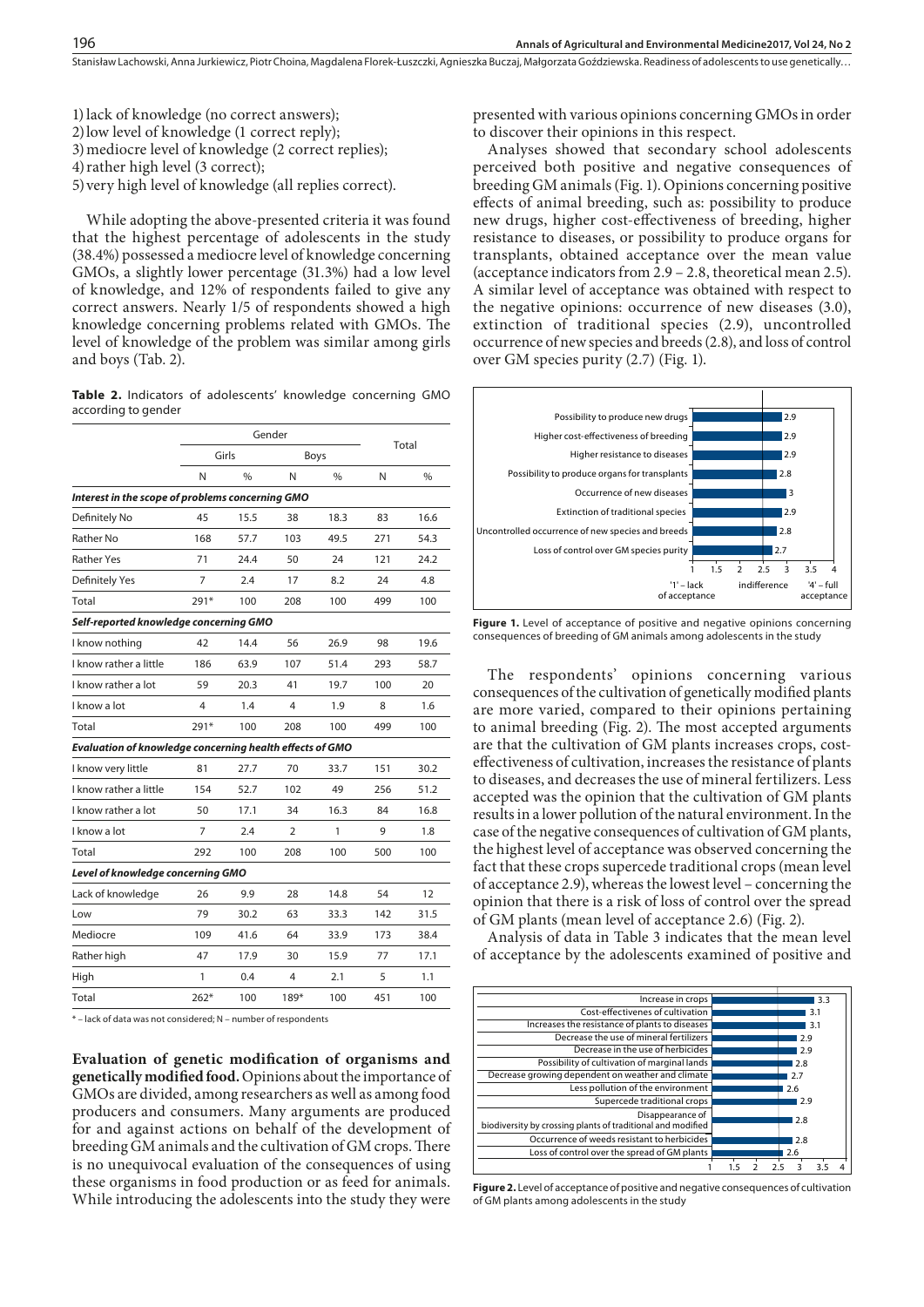1) lack of knowledge (no correct answers);
2) low level of knowledge (1 correct reply);
3) mediocre level of knowledge (2 correct replies);
4) rather high level (3 correct);
5) very high level of knowledge (all replies correct).

While adopting the above-presented criteria it was found that the highest percentage of adolescents in the study (38.4%) possessed a mediocre level of knowledge concerning GMOs, a slightly lower percentage (31.3%) had a low level of knowledge, and 12% of respondents failed to give any correct answers. Nearly 1/5 of respondents showed a high knowledge concerning problems related with GMOs. The level of knowledge of the problem was similar among girls and boys (Tab. 2).

**Table 2.** Indicators of adolescents' knowledge concerning GMO according to gender

| | Gender | | | | Total | |
|---|---|---|---|---|---|---|
| | Girls | | Boys | | | |
| | N | % | N | % | N | % |
| ***Interest in the scope of problems concerning GMO*** | | | | | | |
| Definitely No | 45 | 15.5 | 38 | 18.3 | 83 | 16.6 |
| Rather No | 168 | 57.7 | 103 | 49.5 | 271 | 54.3 |
| Rather Yes | 71 | 24.4 | 50 | 24 | 121 | 24.2 |
| Definitely Yes | 7 | 2.4 | 17 | 8.2 | 24 | 4.8 |
| Total | 291* | 100 | 208 | 100 | 499 | 100 |
| ***Self-reported knowledge concerning GMO*** | | | | | | |
| I know nothing | 42 | 14.4 | 56 | 26.9 | 98 | 19.6 |
| I know rather a little | 186 | 63.9 | 107 | 51.4 | 293 | 58.7 |
| I know rather a lot | 59 | 20.3 | 41 | 19.7 | 100 | 20 |
| I know a lot | 4 | 1.4 | 4 | 1.9 | 8 | 1.6 |
| Total | 291* | 100 | 208 | 100 | 499 | 100 |
| ***Evaluation of knowledge concerning health effects of GMO*** | | | | | | |
| I know very little | 81 | 27.7 | 70 | 33.7 | 151 | 30.2 |
| I know rather a little | 154 | 52.7 | 102 | 49 | 256 | 51.2 |
| I know rather a lot | 50 | 17.1 | 34 | 16.3 | 84 | 16.8 |
| I know a lot | 7 | 2.4 | 2 | 1 | 9 | 1.8 |
| Total | 292 | 100 | 208 | 100 | 500 | 100 |
| ***Level of knowledge concerning GMO*** | | | | | | |
| Lack of knowledge | 26 | 9.9 | 28 | 14.8 | 54 | 12 |
| Low | 79 | 30.2 | 63 | 33.3 | 142 | 31.5 |
| Mediocre | 109 | 41.6 | 64 | 33.9 | 173 | 38.4 |
| Rather high | 47 | 17.9 | 30 | 15.9 | 77 | 17.1 |
| High | 1 | 0.4 | 4 | 2.1 | 5 | 1.1 |
| Total | 262* | 100 | 189* | 100 | 451 | 100 |

\* – lack of data was not considered; N – number of respondents

**Evaluation of genetic modification of organisms and genetically modified food.** Opinions about the importance of GMOs are divided, among researchers as well as among food producers and consumers. Many arguments are produced for and against actions on behalf of the development of breeding GM animals and the cultivation of GM crops. There is no unequivocal evaluation of the consequences of using these organisms in food production or as feed for animals. While introducing the adolescents into the study they were presented with various opinions concerning GMOs in order to discover their opinions in this respect.

Analyses showed that secondary school adolescents perceived both positive and negative consequences of breeding GM animals (Fig. 1). Opinions concerning positive effects of animal breeding, such as: possibility to produce new drugs, higher cost-effectiveness of breeding, higher resistance to diseases, or possibility to produce organs for transplants, obtained acceptance over the mean value (acceptance indicators from 2.9 – 2.8, theoretical mean 2.5). A similar level of acceptance was obtained with respect to the negative opinions: occurrence of new diseases (3.0), extinction of traditional species (2.9), uncontrolled occurrence of new species and breeds (2.8), and loss of control over GM species purity (2.7) (Fig. 1).

**Figure 1.** Level of acceptance of positive and negative opinions concerning consequences of breeding of GM animals among adolescents in the study

The respondents' opinions concerning various consequences of the cultivation of genetically modified plants are more varied, compared to their opinions pertaining to animal breeding (Fig. 2). The most accepted arguments are that the cultivation of GM plants increases crops, cost-effectiveness of cultivation, increases the resistance of plants to diseases, and decreases the use of mineral fertilizers. Less accepted was the opinion that the cultivation of GM plants results in a lower pollution of the natural environment. In the case of the negative consequences of cultivation of GM plants, the highest level of acceptance was observed concerning the fact that these crops supercede traditional crops (mean level of acceptance 2.9), whereas the lowest level – concerning the opinion that there is a risk of loss of control over the spread of GM plants (mean level of acceptance 2.6) (Fig. 2).

Analysis of data in Table 3 indicates that the mean level of acceptance by the adolescents examined of positive and

**Figure 2.** Level of acceptance of positive and negative consequences of cultivation of GM plants among adolescents in the study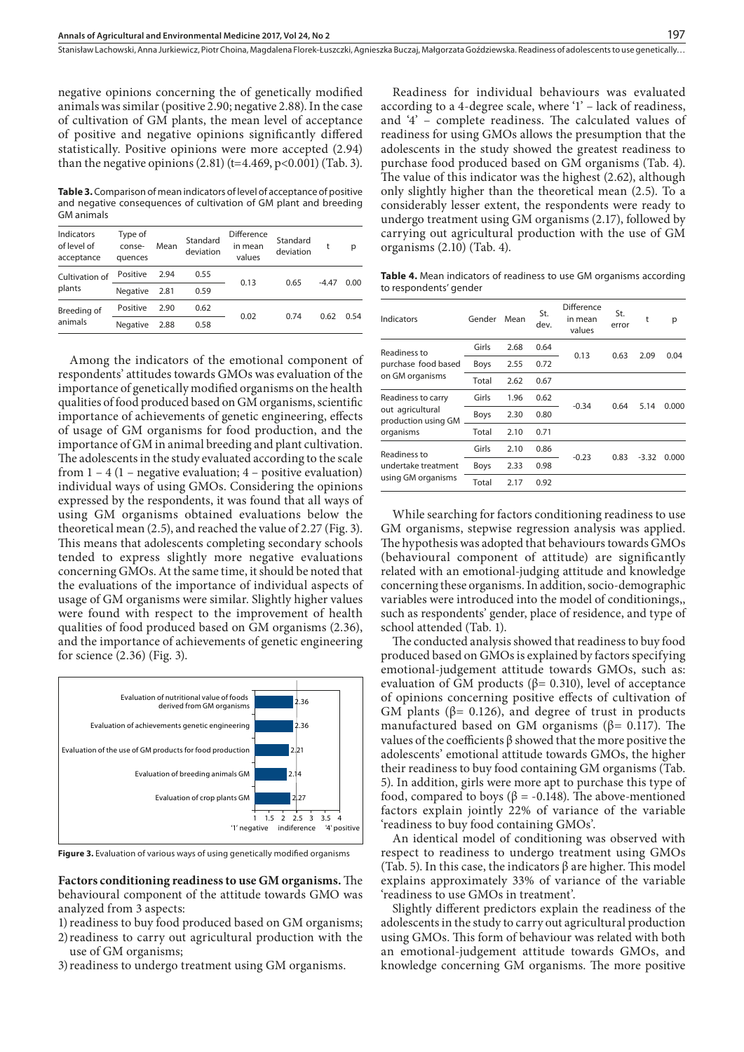negative opinions concerning the of genetically modified animals was similar (positive 2.90; negative 2.88). In the case of cultivation of GM plants, the mean level of acceptance of positive and negative opinions significantly differed statistically. Positive opinions were more accepted (2.94) than the negative opinions (2.81) (t=4.469, p<0.001) (Tab. 3).

**Table 3.** Comparison of mean indicators of level of acceptance of positive and negative consequences of cultivation of GM plant and breeding GM animals

| Indicators of level of acceptance | Type of conse-quences | Mean | Standard deviation | Difference in mean values | Standard deviation | t | p |
|---|---|---|---|---|---|---|---|
| Cultivation of plants | Positive | 2.94 | 0.55 | 0.13 | 0.65 | -4.47 | 0.00 |
| | Negative | 2.81 | 0.59 | | | | |
| Breeding of animals | Positive | 2.90 | 0.62 | 0.02 | 0.74 | 0.62 | 0.54 |
| | Negative | 2.88 | 0.58 | | | | |

Among the indicators of the emotional component of respondents' attitudes towards GMOs was evaluation of the importance of genetically modified organisms on the health qualities of food produced based on GM organisms, scientific importance of achievements of genetic engineering, effects of usage of GM organisms for food production, and the importance of GM in animal breeding and plant cultivation. The adolescents in the study evaluated according to the scale from 1 – 4 (1 – negative evaluation; 4 – positive evaluation) individual ways of using GMOs. Considering the opinions expressed by the respondents, it was found that all ways of using GM organisms obtained evaluations below the theoretical mean (2.5), and reached the value of 2.27 (Fig. 3). This means that adolescents completing secondary schools tended to express slightly more negative evaluations concerning GMOs. At the same time, it should be noted that the evaluations of the importance of individual aspects of usage of GM organisms were similar. Slightly higher values were found with respect to the improvement of health qualities of food produced based on GM organisms (2.36), and the importance of achievements of genetic engineering for science (2.36) (Fig. 3).

| Evaluation | Value |
|---|---|
| Evaluation of nutritional value of foods derived from GM organisms | 2.36 |
| Evaluation of achievements genetic engineering | 2.36 |
| Evaluation of the use of GM products for food production | 2.21 |
| Evaluation of breeding animals GM | 2.14 |
| Evaluation of crop plants GM | 2.27 |

Scale: 1 '1' negative – 2.5 indifference – 4 '4' positive

**Figure 3.** Evaluation of various ways of using genetically modified organisms

**Factors conditioning readiness to use GM organisms.** The behavioural component of the attitude towards GMO was analyzed from 3 aspects:

1) readiness to buy food produced based on GM organisms;
2) readiness to carry out agricultural production with the use of GM organisms;
3) readiness to undergo treatment using GM organisms.

Readiness for individual behaviours was evaluated according to a 4-degree scale, where '1' – lack of readiness, and '4' – complete readiness. The calculated values of readiness for using GMOs allows the presumption that the adolescents in the study showed the greatest readiness to purchase food produced based on GM organisms (Tab. 4). The value of this indicator was the highest (2.62), although only slightly higher than the theoretical mean (2.5). To a considerably lesser extent, the respondents were ready to undergo treatment using GM organisms (2.17), followed by carrying out agricultural production with the use of GM organisms (2.10) (Tab. 4).

**Table 4.** Mean indicators of readiness to use GM organisms according to respondents' gender

| Indicators | Gender | Mean | St. dev. | Difference in mean values | St. error | t | p |
|---|---|---|---|---|---|---|---|
| Readiness to purchase food based on GM organisms | Girls | 2.68 | 0.64 | 0.13 | 0.63 | 2.09 | 0.04 |
| | Boys | 2.55 | 0.72 | | | | |
| | Total | 2.62 | 0.67 | | | | |
| Readiness to carry out agricultural production using GM organisms | Girls | 1.96 | 0.62 | -0.34 | 0.64 | 5.14 | 0.000 |
| | Boys | 2.30 | 0.80 | | | | |
| | Total | 2.10 | 0.71 | | | | |
| Readiness to undertake treatment using GM organisms | Girls | 2.10 | 0.86 | -0.23 | 0.83 | -3.32 | 0.000 |
| | Boys | 2.33 | 0.98 | | | | |
| | Total | 2.17 | 0.92 | | | | |

While searching for factors conditioning readiness to use GM organisms, stepwise regression analysis was applied. The hypothesis was adopted that behaviours towards GMOs (behavioural component of attitude) are significantly related with an emotional-judging attitude and knowledge concerning these organisms. In addition, socio-demographic variables were introduced into the model of conditionings,, such as respondents' gender, place of residence, and type of school attended (Tab. 1).

The conducted analysis showed that readiness to buy food produced based on GMOs is explained by factors specifying emotional-judgement attitude towards GMOs, such as: evaluation of GM products (β= 0.310), level of acceptance of opinions concerning positive effects of cultivation of GM plants (β= 0.126), and degree of trust in products manufactured based on GM organisms (β= 0.117). The values of the coefficients β showed that the more positive the adolescents' emotional attitude towards GMOs, the higher their readiness to buy food containing GM organisms (Tab. 5). In addition, girls were more apt to purchase this type of food, compared to boys (β = -0.148). The above-mentioned factors explain jointly 22% of variance of the variable 'readiness to buy food containing GMOs'.

An identical model of conditioning was observed with respect to readiness to undergo treatment using GMOs (Tab. 5). In this case, the indicators β are higher. This model explains approximately 33% of variance of the variable 'readiness to use GMOs in treatment'.

Slightly different predictors explain the readiness of the adolescents in the study to carry out agricultural production using GMOs. This form of behaviour was related with both an emotional-judgement attitude towards GMOs, and knowledge concerning GM organisms. The more positive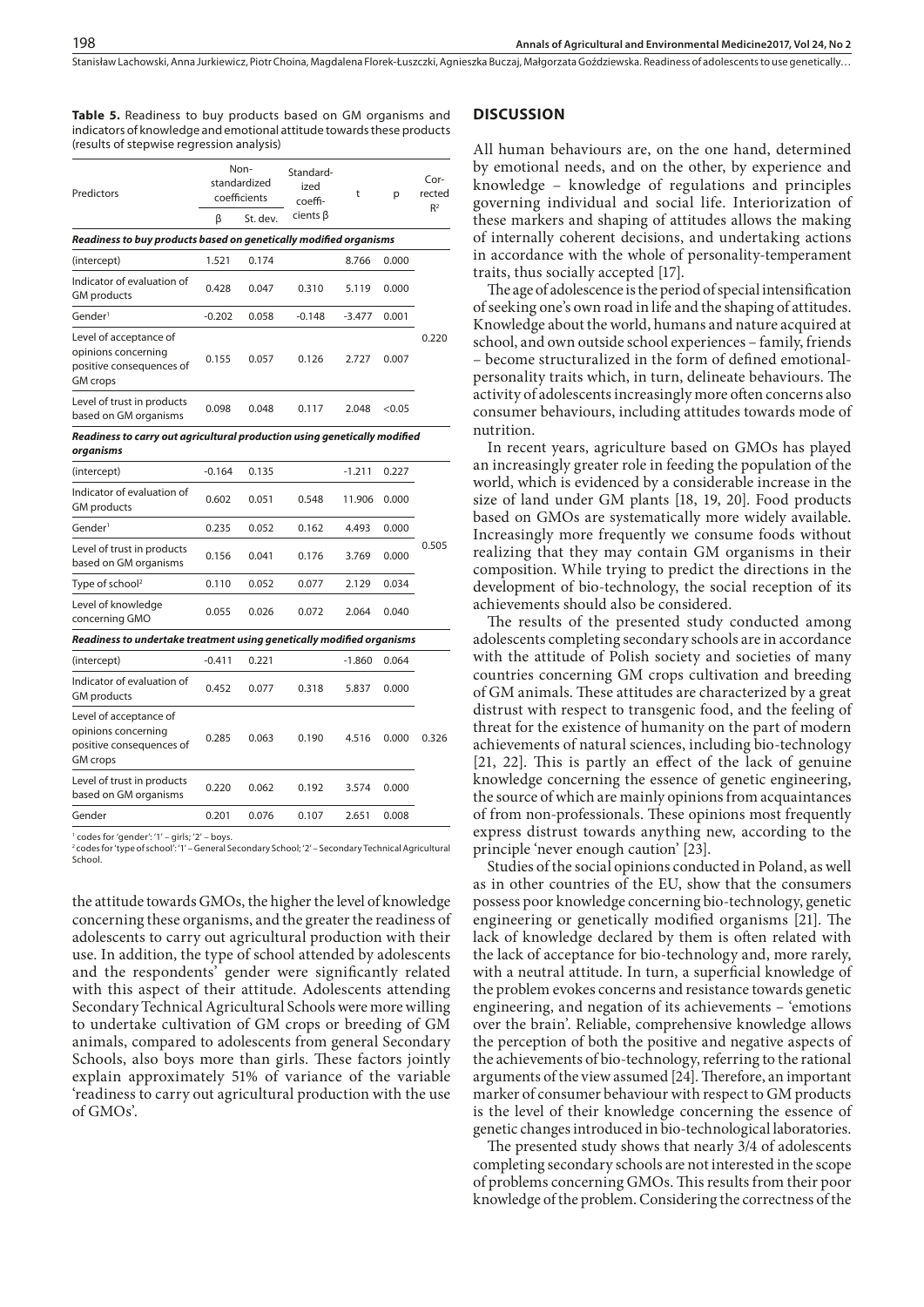**Table 5.** Readiness to buy products based on GM organisms and indicators of knowledge and emotional attitude towards these products (results of stepwise regression analysis)

| Predictors | Non-standardized coefficients | | Standardized coefficients β | t | p | Corrected $R^2$ |
|---|---|---|---|---|---|---|
| | β | St. dev. | | | | |
| ***Readiness to buy products based on genetically modified organisms*** | | | | | | |
| (intercept) | 1.521 | 0.174 | | 8.766 | 0.000 | 0.220 |
| Indicator of evaluation of GM products | 0.428 | 0.047 | 0.310 | 5.119 | 0.000 | |
| Gender[1] | -0.202 | 0.058 | -0.148 | -3.477 | 0.001 | |
| Level of acceptance of opinions concerning positive consequences of GM crops | 0.155 | 0.057 | 0.126 | 2.727 | 0.007 | |
| Level of trust in products based on GM organisms | 0.098 | 0.048 | 0.117 | 2.048 | <0.05 | |
| ***Readiness to carry out agricultural production using genetically modified organisms*** | | | | | | |
| (intercept) | -0.164 | 0.135 | | -1.211 | 0.227 | 0.505 |
| Indicator of evaluation of GM products | 0.602 | 0.051 | 0.548 | 11.906 | 0.000 | |
| Gender[1] | 0.235 | 0.052 | 0.162 | 4.493 | 0.000 | |
| Level of trust in products based on GM organisms | 0.156 | 0.041 | 0.176 | 3.769 | 0.000 | |
| Type of school[2] | 0.110 | 0.052 | 0.077 | 2.129 | 0.034 | |
| Level of knowledge concerning GMO | 0.055 | 0.026 | 0.072 | 2.064 | 0.040 | |
| ***Readiness to undertake treatment using genetically modified organisms*** | | | | | | |
| (intercept) | -0.411 | 0.221 | | -1.860 | 0.064 | 0.326 |
| Indicator of evaluation of GM products | 0.452 | 0.077 | 0.318 | 5.837 | 0.000 | |
| Level of acceptance of opinions concerning positive consequences of GM crops | 0.285 | 0.063 | 0.190 | 4.516 | 0.000 | |
| Level of trust in products based on GM organisms | 0.220 | 0.062 | 0.192 | 3.574 | 0.000 | |
| Gender | 0.201 | 0.076 | 0.107 | 2.651 | 0.008 | |

[1] codes for 'gender': '1' – girls; '2' – boys.
[2] codes for 'type of school': '1' – General Secondary School; '2' – Secondary Technical Agricultural School.

the attitude towards GMOs, the higher the level of knowledge concerning these organisms, and the greater the readiness of adolescents to carry out agricultural production with their use. In addition, the type of school attended by adolescents and the respondents' gender were significantly related with this aspect of their attitude. Adolescents attending Secondary Technical Agricultural Schools were more willing to undertake cultivation of GM crops or breeding of GM animals, compared to adolescents from general Secondary Schools, also boys more than girls. These factors jointly explain approximately 51% of variance of the variable 'readiness to carry out agricultural production with the use of GMOs'.

## DISCUSSION

All human behaviours are, on the one hand, determined by emotional needs, and on the other, by experience and knowledge – knowledge of regulations and principles governing individual and social life. Interiorization of these markers and shaping of attitudes allows the making of internally coherent decisions, and undertaking actions in accordance with the whole of personality-temperament traits, thus socially accepted [17].

The age of adolescence is the period of special intensification of seeking one's own road in life and the shaping of attitudes. Knowledge about the world, humans and nature acquired at school, and own outside school experiences – family, friends – become structuralized in the form of defined emotional-personality traits which, in turn, delineate behaviours. The activity of adolescents increasingly more often concerns also consumer behaviours, including attitudes towards mode of nutrition.

In recent years, agriculture based on GMOs has played an increasingly greater role in feeding the population of the world, which is evidenced by a considerable increase in the size of land under GM plants [18, 19, 20]. Food products based on GMOs are systematically more widely available. Increasingly more frequently we consume foods without realizing that they may contain GM organisms in their composition. While trying to predict the directions in the development of bio-technology, the social reception of its achievements should also be considered.

The results of the presented study conducted among adolescents completing secondary schools are in accordance with the attitude of Polish society and societies of many countries concerning GM crops cultivation and breeding of GM animals. These attitudes are characterized by a great distrust with respect to transgenic food, and the feeling of threat for the existence of humanity on the part of modern achievements of natural sciences, including bio-technology [21, 22]. This is partly an effect of the lack of genuine knowledge concerning the essence of genetic engineering, the source of which are mainly opinions from acquaintances of from non-professionals. These opinions most frequently express distrust towards anything new, according to the principle 'never enough caution' [23].

Studies of the social opinions conducted in Poland, as well as in other countries of the EU, show that the consumers possess poor knowledge concerning bio-technology, genetic engineering or genetically modified organisms [21]. The lack of knowledge declared by them is often related with the lack of acceptance for bio-technology and, more rarely, with a neutral attitude. In turn, a superficial knowledge of the problem evokes concerns and resistance towards genetic engineering, and negation of its achievements – 'emotions over the brain'. Reliable, comprehensive knowledge allows the perception of both the positive and negative aspects of the achievements of bio-technology, referring to the rational arguments of the view assumed [24]. Therefore, an important marker of consumer behaviour with respect to GM products is the level of their knowledge concerning the essence of genetic changes introduced in bio-technological laboratories.

The presented study shows that nearly 3/4 of adolescents completing secondary schools are not interested in the scope of problems concerning GMOs. This results from their poor knowledge of the problem. Considering the correctness of the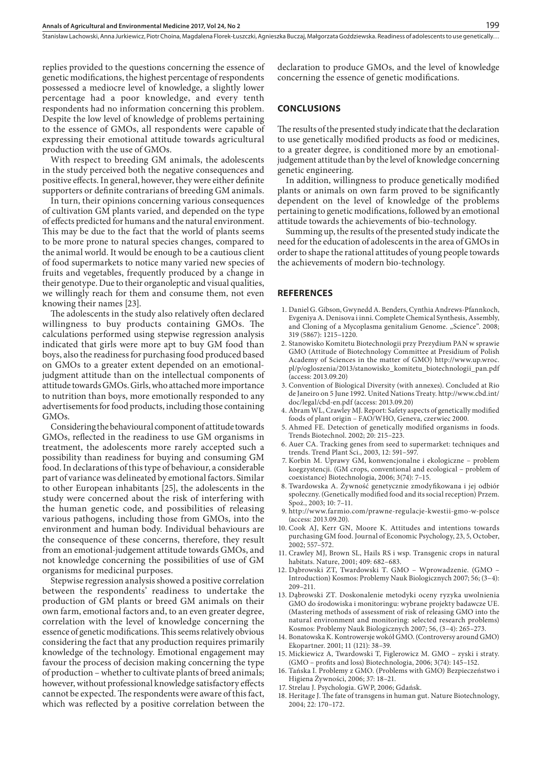replies provided to the questions concerning the essence of genetic modifications, the highest percentage of respondents possessed a mediocre level of knowledge, a slightly lower percentage had a poor knowledge, and every tenth respondents had no information concerning this problem. Despite the low level of knowledge of problems pertaining to the essence of GMOs, all respondents were capable of expressing their emotional attitude towards agricultural production with the use of GMOs.

With respect to breeding GM animals, the adolescents in the study perceived both the negative consequences and positive effects. In general, however, they were either definite supporters or definite contrarians of breeding GM animals.

In turn, their opinions concerning various consequences of cultivation GM plants varied, and depended on the type of effects predicted for humans and the natural environment. This may be due to the fact that the world of plants seems to be more prone to natural species changes, compared to the animal world. It would be enough to be a cautious client of food supermarkets to notice many varied new species of fruits and vegetables, frequently produced by a change in their genotype. Due to their organoleptic and visual qualities, we willingly reach for them and consume them, not even knowing their names [23].

The adolescents in the study also relatively often declared willingness to buy products containing GMOs. The calculations performed using stepwise regression analysis indicated that girls were more apt to buy GM food than boys, also the readiness for purchasing food produced based on GMOs to a greater extent depended on an emotional-judgment attitude than on the intellectual components of attitude towards GMOs. Girls, who attached more importance to nutrition than boys, more emotionally responded to any advertisements for food products, including those containing GMOs.

Considering the behavioural component of attitude towards GMOs, reflected in the readiness to use GM organisms in treatment, the adolescents more rarely accepted such a possibility than readiness for buying and consuming GM food. In declarations of this type of behaviour, a considerable part of variance was delineated by emotional factors. Similar to other European inhabitants [25], the adolescents in the study were concerned about the risk of interfering with the human genetic code, and possibilities of releasing various pathogens, including those from GMOs, into the environment and human body. Individual behaviours are the consequence of these concerns, therefore, they result from an emotional-judgement attitude towards GMOs, and not knowledge concerning the possibilities of use of GM organisms for medicinal purposes.

Stepwise regression analysis showed a positive correlation between the respondents' readiness to undertake the production of GM plants or breed GM animals on their own farm, emotional factors and, to an even greater degree, correlation with the level of knowledge concerning the essence of genetic modifications. This seems relatively obvious considering the fact that any production requires primarily knowledge of the technology. Emotional engagement may favour the process of decision making concerning the type of production – whether to cultivate plants of breed animals; however, without professional knowledge satisfactory effects cannot be expected. The respondents were aware of this fact, which was reflected by a positive correlation between the declaration to produce GMOs, and the level of knowledge concerning the essence of genetic modifications.

## CONCLUSIONS

The results of the presented study indicate that the declaration to use genetically modified products as food or medicines, to a greater degree, is conditioned more by an emotional-judgement attitude than by the level of knowledge concerning genetic engineering.

In addition, willingness to produce genetically modified plants or animals on own farm proved to be significantly dependent on the level of knowledge of the problems pertaining to genetic modifications, followed by an emotional attitude towards the achievements of bio-technology.

Summing up, the results of the presented study indicate the need for the education of adolescents in the area of GMOs in order to shape the rational attitudes of young people towards the achievements of modern bio-technology.

## REFERENCES

1. Daniel G. Gibson, Gwynedd A. Benders, Cynthia Andrews-Pfannkoch, Evgeniya A. Denisova i inni. Complete Chemical Synthesis, Assembly, and Cloning of a Mycoplasma genitalium Genome. „Science". 2008; 319 (5867): 1215–1220.
2. Stanowisko Komitetu Biotechnologii przy Prezydium PAN w sprawie GMO (Attitude of Biotechnology Committee at Presidium of Polish Academy of Sciences in the matter of GMO) http://www.up.wroc.pl/p/ogloszenia/2013/stanowisko_komitetu_biotechnologii_pan.pdf (access: 2013.09.20)
3. Convention of Biological Diversity (with annexes). Concluded at Rio de Janeiro on 5 June 1992. United Nations Treaty. http://www.cbd.int/doc/legal/cbd-en.pdf (access: 2013.09.20)
4. Abram WL, Crawley MJ. Report: Safety aspects of genetically modified foods of plant origin – FAO/WHO, Geneva, czerwiec 2000.
5. Ahmed FE. Detection of genetically modified organisms in foods. Trends Biotechnol. 2002; 20: 215–223.
6. Auer CA. Tracking genes from seed to supermarket: techniques and trends. Trend Plant Sci., 2003, 12: 591–597.
7. Korbin M. Uprawy GM, konwencjonalne i ekologiczne – problem koegzystencji. (GM crops, conventional and ecological – problem of coexistance) Biotechnologia, 2006; 3(74): 7–15.
8. Twardowska A. Żywność genetycznie zmodyfikowana i jej odbiór społeczny. (Genetically modified food and its social reception) Przem. Spoż., 2003; 10: 7–11.
9. http://www.farmio.com/prawne-regulacje-kwestii-gmo-w-polsce (access: 2013.09.20).
10. Cook AJ, Kerr GN, Moore K. Attitudes and intentions towards purchasing GM food. Journal of Economic Psychology, 23, 5, October, 2002; 557–572.
11. Crawley MJ, Brown SL, Hails RS i wsp. Transgenic crops in natural habitats. Nature, 2001; 409: 682–683.
12. Dąbrowski ZT, Twardowski T. GMO – Wprowadzenie. (GMO – Introduction) Kosmos: Problemy Nauk Biologicznych 2007; 56; (3–4): 209–211.
13. Dąbrowski ZT. Doskonalenie metodyki oceny ryzyka uwolnienia GMO do środowiska i monitoringu: wybrane projekty badawcze UE. (Mastering methods of assessment of risk of releasing GMO into the natural environment and monitoring: selected research problems) Kosmos: Problemy Nauk Biologicznych 2007; 56, (3–4): 265–273.
14. Bonatowska K. Kontrowersje wokół GMO. (Controversy around GMO) Ekopartner. 2001; 11 (121): 38–39.
15. Mickiewicz A, Twardowski T, Figlerowicz M. GMO – zyski i straty. (GMO – profits and loss) Biotechnologia, 2006; 3(74): 145–152.
16. Tańska I. Problemy z GMO. (Problems with GMO) Bezpieczeństwo i Higiena Żywności, 2006; 37: 18–21.
17. Strelau J. Psychologia. GWP, 2006; Gdańsk.
18. Heritage J. The fate of transgens in human gut. Nature Biotechnology, 2004; 22: 170–172.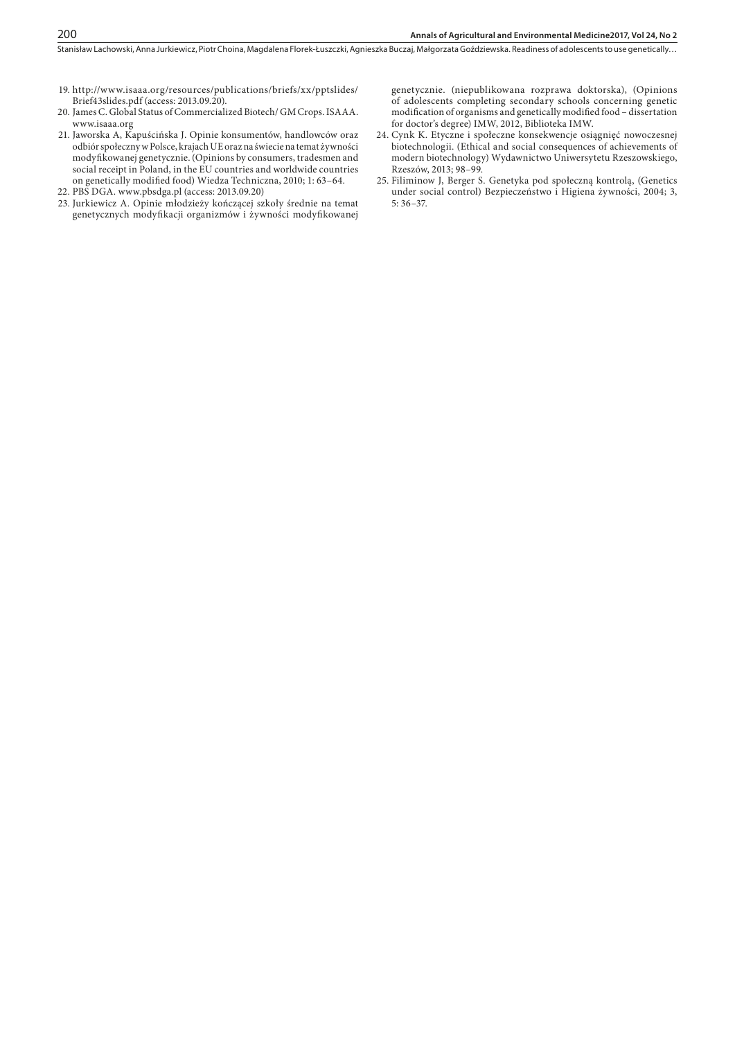19. http://www.isaaa.org/resources/publications/briefs/xx/pptslides/Brief43slides.pdf (access: 2013.09.20).
20. James C. Global Status of Commercialized Biotech/ GM Crops. ISAAA. www.isaaa.org
21. Jaworska A, Kapuścińska J. Opinie konsumentów, handlowców oraz odbiór społeczny w Polsce, krajach UE oraz na świecie na temat żywności modyfikowanej genetycznie. (Opinions by consumers, tradesmen and social receipt in Poland, in the EU countries and worldwide countries on genetically modified food) Wiedza Techniczna, 2010; 1: 63–64.
22. PBS DGA. www.pbsdga.pl (access: 2013.09.20)
23. Jurkiewicz A. Opinie młodzieży kończącej szkoły średnie na temat genetycznych modyfikacji organizmów i żywności modyfikowanej genetycznie. (niepublikowana rozprawa doktorska), (Opinions of adolescents completing secondary schools concerning genetic modification of organisms and genetically modified food – dissertation for doctor's degree) IMW, 2012, Biblioteka IMW.
24. Cynk K. Etyczne i społeczne konsekwencje osiągnięć nowoczesnej biotechnologii. (Ethical and social consequences of achievements of modern biotechnology) Wydawnictwo Uniwersytetu Rzeszowskiego, Rzeszów, 2013; 98–99.
25. Filiminow J, Berger S. Genetyka pod społeczną kontrolą, (Genetics under social control) Bezpieczeństwo i Higiena żywności, 2004; 3, 5: 36–37.